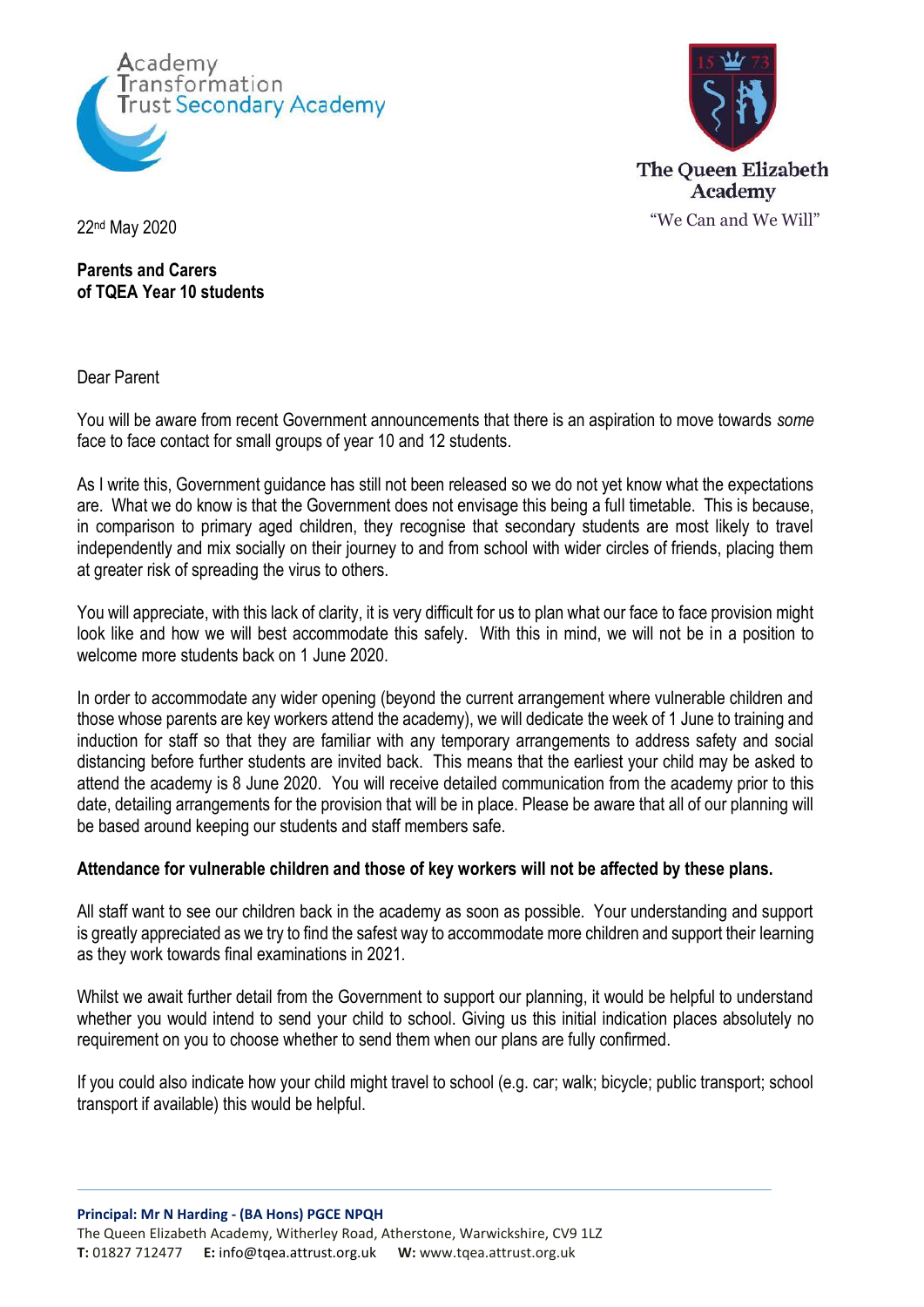Academy Transformation Trust Secondary Academy

The Queen Elizabeth Academy
"We Can and We Will"

22nd May 2020

**Parents and Carers**
**of TQEA Year 10 students**

Dear Parent

You will be aware from recent Government announcements that there is an aspiration to move towards *some* face to face contact for small groups of year 10 and 12 students.

As I write this, Government guidance has still not been released so we do not yet know what the expectations are. What we do know is that the Government does not envisage this being a full timetable. This is because, in comparison to primary aged children, they recognise that secondary students are most likely to travel independently and mix socially on their journey to and from school with wider circles of friends, placing them at greater risk of spreading the virus to others.

You will appreciate, with this lack of clarity, it is very difficult for us to plan what our face to face provision might look like and how we will best accommodate this safely. With this in mind, we will not be in a position to welcome more students back on 1 June 2020.

In order to accommodate any wider opening (beyond the current arrangement where vulnerable children and those whose parents are key workers attend the academy), we will dedicate the week of 1 June to training and induction for staff so that they are familiar with any temporary arrangements to address safety and social distancing before further students are invited back. This means that the earliest your child may be asked to attend the academy is 8 June 2020. You will receive detailed communication from the academy prior to this date, detailing arrangements for the provision that will be in place. Please be aware that all of our planning will be based around keeping our students and staff members safe.

**Attendance for vulnerable children and those of key workers will not be affected by these plans.**

All staff want to see our children back in the academy as soon as possible. Your understanding and support is greatly appreciated as we try to find the safest way to accommodate more children and support their learning as they work towards final examinations in 2021.

Whilst we await further detail from the Government to support our planning, it would be helpful to understand whether you would intend to send your child to school. Giving us this initial indication places absolutely no requirement on you to choose whether to send them when our plans are fully confirmed.

If you could also indicate how your child might travel to school (e.g. car; walk; bicycle; public transport; school transport if available) this would be helpful.

**Principal: Mr N Harding - (BA Hons) PGCE NPQH**
The Queen Elizabeth Academy, Witherley Road, Atherstone, Warwickshire, CV9 1LZ
**T:** 01827 712477 **E:** info@tqea.attrust.org.uk **W:** www.tqea.attrust.org.uk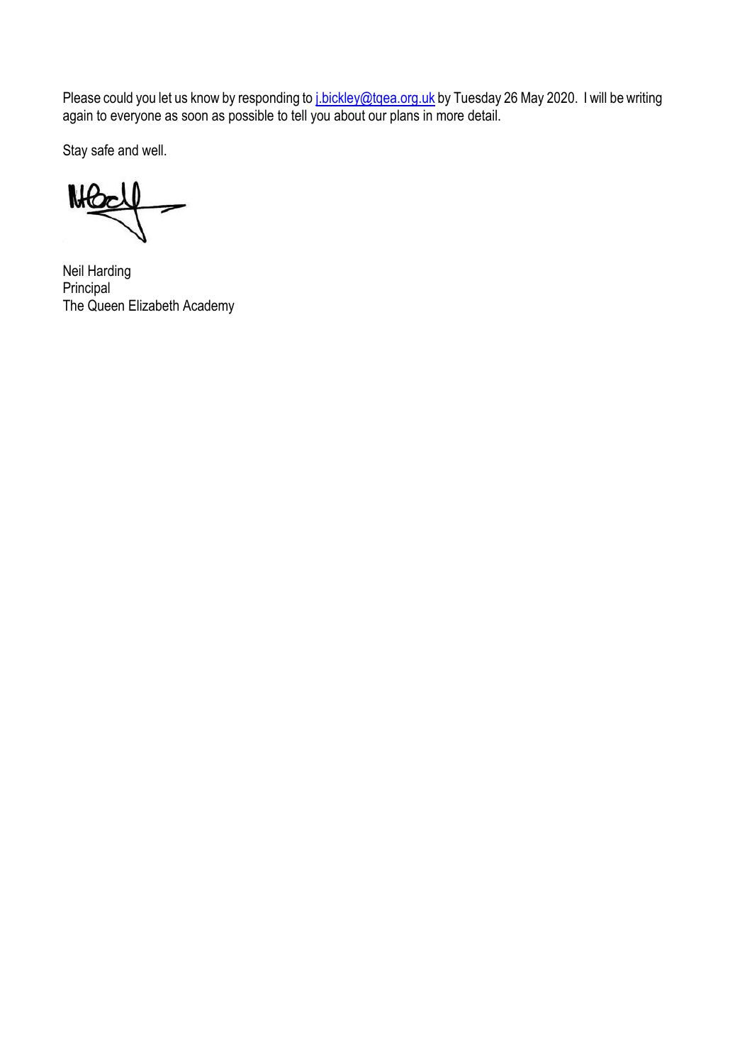Please could you let us know by responding to [j.bickley@tqea.org.uk](mailto:j.bickley@tqea.org.uk) by Tuesday 26 May 2020. I will be writing again to everyone as soon as possible to tell you about our plans in more detail.

Stay safe and well.

Neil Harding
Principal
The Queen Elizabeth Academy